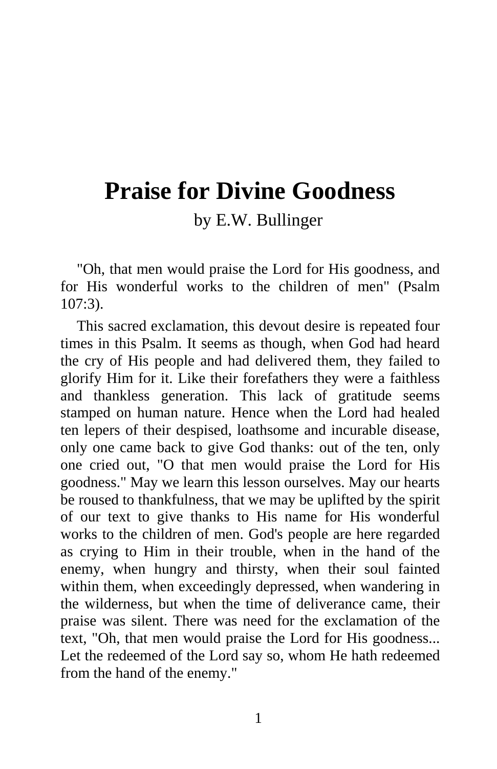# Praise for Divine Goodness

by E.W. Bullinger

"Oh, that men would praise the Lord for His goodness, and for His wonderful works to the children of men" (Psalm 107:3).

This sacred exclamation, this devout desire is repeated four times in this Psalm. It seems as though, when God had heard the cry of His people and had delivered them, they failed to glorify Him for it. Like their forefathers they were a faithless and thankless generation. This lack of gratitude seems stamped on human nature. Hence when the Lord had healed ten lepers of their despised, loathsome and incurable disease, only one came back to give God thanks: out of the ten, only one cried out, "O that men would praise the Lord for His goodness." May we learn this lesson ourselves. May our hearts be roused to thankfulness, that we may be uplifted by the spirit of our text to give thanks to His name for His wonderful works to the children of men. God's people are here regarded as crying to Him in their trouble, when in the hand of the enemy, when hungry and thirsty, when their soul fainted within them, when exceedingly depressed, when wandering in the wilderness, but when the time of deliverance came, their praise was silent. There was need for the exclamation of the text, "Oh, that men would praise the Lord for His goodness... Let the redeemed of the Lord say so, whom He hath redeemed from the hand of the enemy."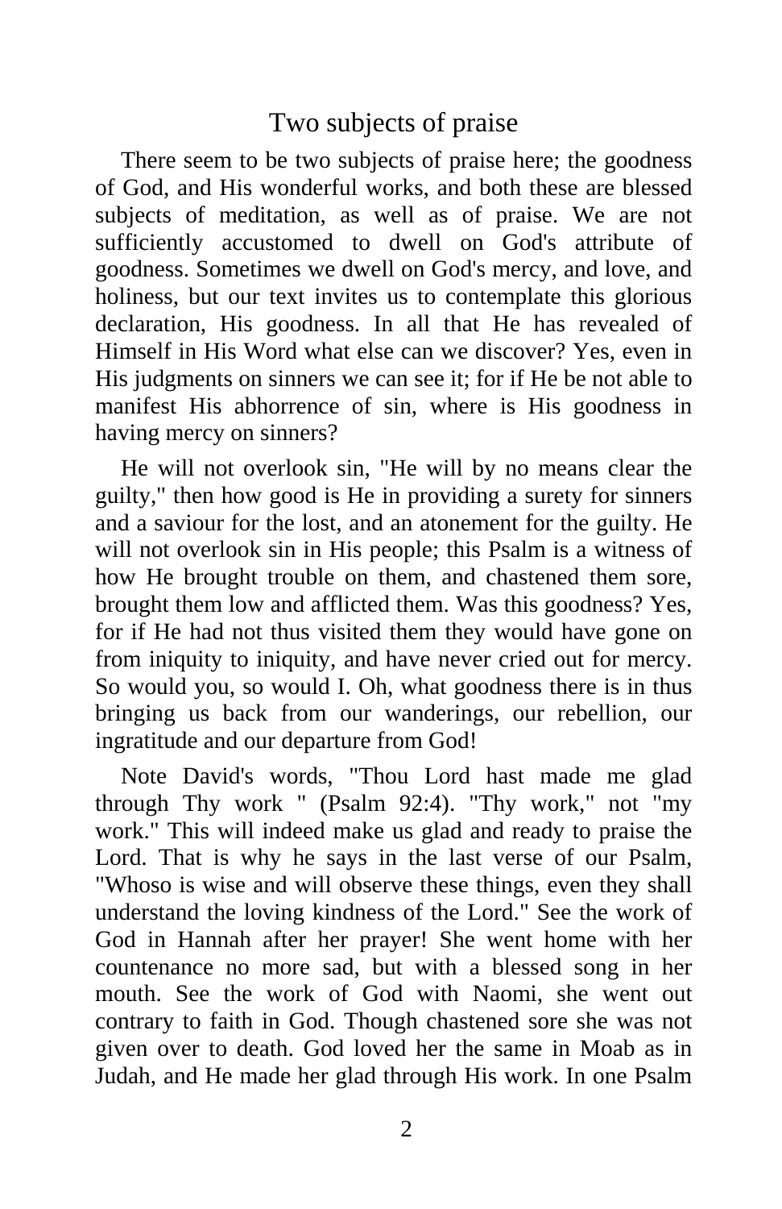## Two subjects of praise

There seem to be two subjects of praise here; the goodness of God, and His wonderful works, and both these are blessed subjects of meditation, as well as of praise. We are not sufficiently accustomed to dwell on God's attribute of goodness. Sometimes we dwell on God's mercy, and love, and holiness, but our text invites us to contemplate this glorious declaration, His goodness. In all that He has revealed of Himself in His Word what else can we discover? Yes, even in His judgments on sinners we can see it; for if He be not able to manifest His abhorrence of sin, where is His goodness in having mercy on sinners?

He will not overlook sin, "He will by no means clear the guilty," then how good is He in providing a surety for sinners and a saviour for the lost, and an atonement for the guilty. He will not overlook sin in His people; this Psalm is a witness of how He brought trouble on them, and chastened them sore, brought them low and afflicted them. Was this goodness? Yes, for if He had not thus visited them they would have gone on from iniquity to iniquity, and have never cried out for mercy. So would you, so would I. Oh, what goodness there is in thus bringing us back from our wanderings, our rebellion, our ingratitude and our departure from God!

Note David's words, "Thou Lord hast made me glad through Thy work " (Psalm 92:4). "Thy work," not "my work." This will indeed make us glad and ready to praise the Lord. That is why he says in the last verse of our Psalm, "Whoso is wise and will observe these things, even they shall understand the loving kindness of the Lord." See the work of God in Hannah after her prayer! She went home with her countenance no more sad, but with a blessed song in her mouth. See the work of God with Naomi, she went out contrary to faith in God. Though chastened sore she was not given over to death. God loved her the same in Moab as in Judah, and He made her glad through His work. In one Psalm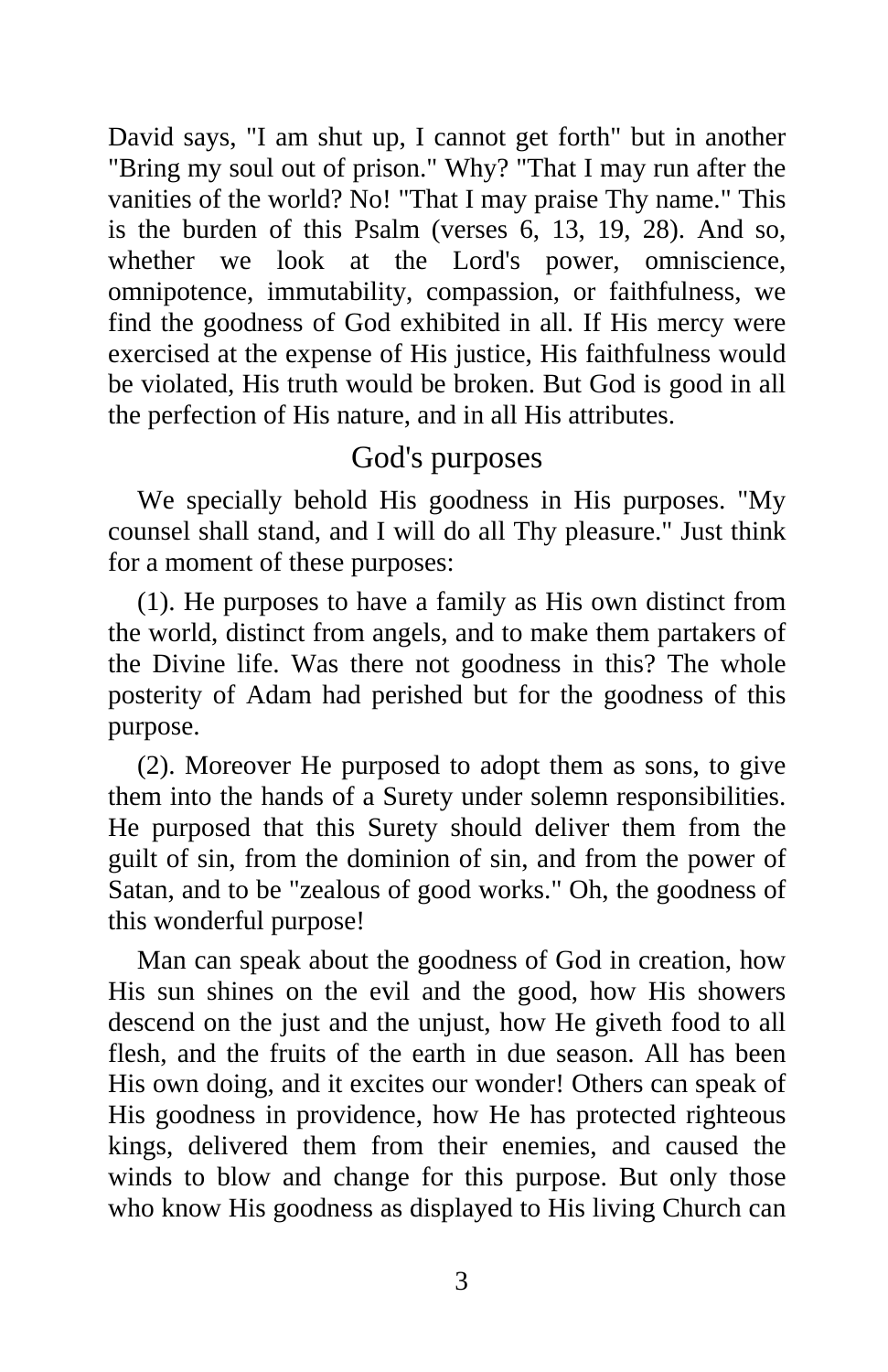David says, "I am shut up, I cannot get forth" but in another "Bring my soul out of prison." Why? "That I may run after the vanities of the world? No! "That I may praise Thy name." This is the burden of this Psalm (verses 6, 13, 19, 28). And so, whether we look at the Lord's power, omniscience, omnipotence, immutability, compassion, or faithfulness, we find the goodness of God exhibited in all. If His mercy were exercised at the expense of His justice, His faithfulness would be violated, His truth would be broken. But God is good in all the perfection of His nature, and in all His attributes.

## God's purposes

We specially behold His goodness in His purposes. "My counsel shall stand, and I will do all Thy pleasure." Just think for a moment of these purposes:

(1). He purposes to have a family as His own distinct from the world, distinct from angels, and to make them partakers of the Divine life. Was there not goodness in this? The whole posterity of Adam had perished but for the goodness of this purpose.

(2). Moreover He purposed to adopt them as sons, to give them into the hands of a Surety under solemn responsibilities. He purposed that this Surety should deliver them from the guilt of sin, from the dominion of sin, and from the power of Satan, and to be "zealous of good works." Oh, the goodness of this wonderful purpose!

Man can speak about the goodness of God in creation, how His sun shines on the evil and the good, how His showers descend on the just and the unjust, how He giveth food to all flesh, and the fruits of the earth in due season. All has been His own doing, and it excites our wonder! Others can speak of His goodness in providence, how He has protected righteous kings, delivered them from their enemies, and caused the winds to blow and change for this purpose. But only those who know His goodness as displayed to His living Church can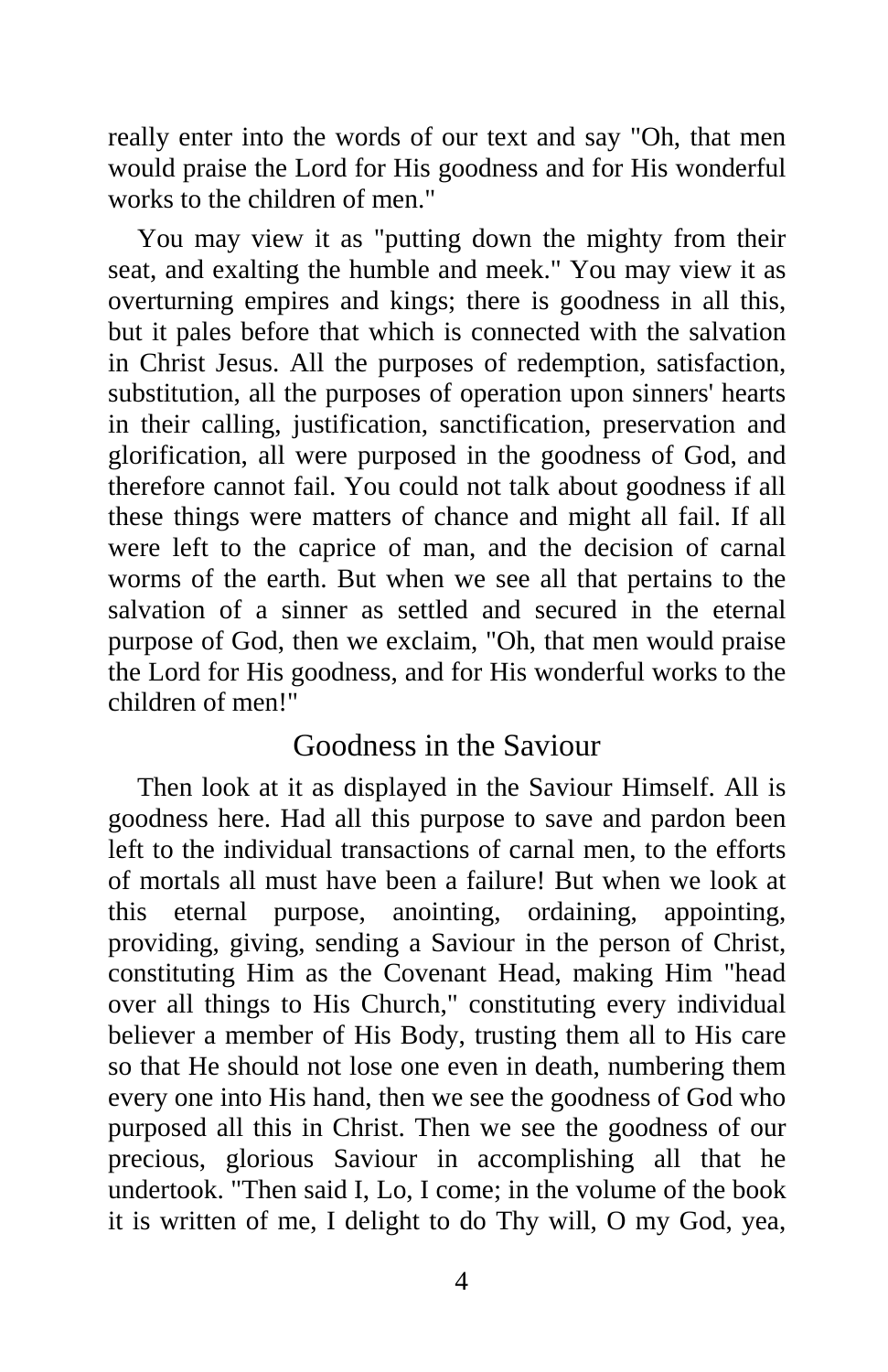really enter into the words of our text and say "Oh, that men would praise the Lord for His goodness and for His wonderful works to the children of men."

You may view it as "putting down the mighty from their seat, and exalting the humble and meek." You may view it as overturning empires and kings; there is goodness in all this, but it pales before that which is connected with the salvation in Christ Jesus. All the purposes of redemption, satisfaction, substitution, all the purposes of operation upon sinners' hearts in their calling, justification, sanctification, preservation and glorification, all were purposed in the goodness of God, and therefore cannot fail. You could not talk about goodness if all these things were matters of chance and might all fail. If all were left to the caprice of man, and the decision of carnal worms of the earth. But when we see all that pertains to the salvation of a sinner as settled and secured in the eternal purpose of God, then we exclaim, "Oh, that men would praise the Lord for His goodness, and for His wonderful works to the children of men!"

## Goodness in the Saviour

Then look at it as displayed in the Saviour Himself. All is goodness here. Had all this purpose to save and pardon been left to the individual transactions of carnal men, to the efforts of mortals all must have been a failure! But when we look at this eternal purpose, anointing, ordaining, appointing, providing, giving, sending a Saviour in the person of Christ, constituting Him as the Covenant Head, making Him "head over all things to His Church," constituting every individual believer a member of His Body, trusting them all to His care so that He should not lose one even in death, numbering them every one into His hand, then we see the goodness of God who purposed all this in Christ. Then we see the goodness of our precious, glorious Saviour in accomplishing all that he undertook. "Then said I, Lo, I come; in the volume of the book it is written of me, I delight to do Thy will, O my God, yea,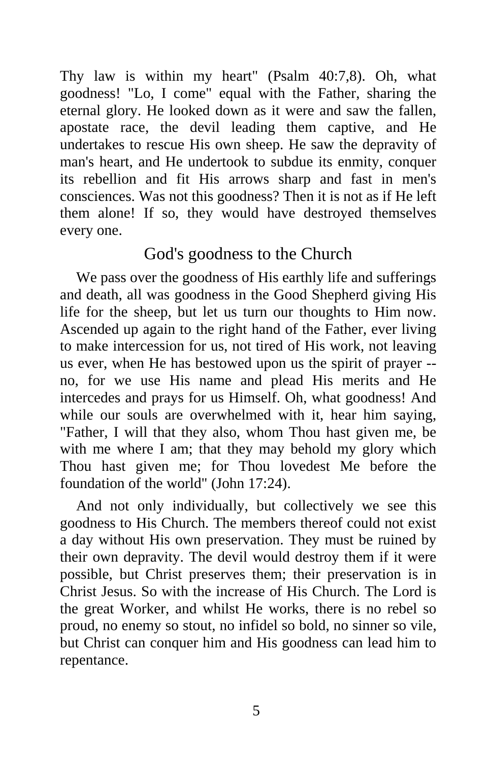Thy law is within my heart" (Psalm 40:7,8). Oh, what goodness! "Lo, I come" equal with the Father, sharing the eternal glory. He looked down as it were and saw the fallen, apostate race, the devil leading them captive, and He undertakes to rescue His own sheep. He saw the depravity of man's heart, and He undertook to subdue its enmity, conquer its rebellion and fit His arrows sharp and fast in men's consciences. Was not this goodness? Then it is not as if He left them alone! If so, they would have destroyed themselves every one.

## God's goodness to the Church

We pass over the goodness of His earthly life and sufferings and death, all was goodness in the Good Shepherd giving His life for the sheep, but let us turn our thoughts to Him now. Ascended up again to the right hand of the Father, ever living to make intercession for us, not tired of His work, not leaving us ever, when He has bestowed upon us the spirit of prayer -- no, for we use His name and plead His merits and He intercedes and prays for us Himself. Oh, what goodness! And while our souls are overwhelmed with it, hear him saying, "Father, I will that they also, whom Thou hast given me, be with me where I am; that they may behold my glory which Thou hast given me; for Thou lovedest Me before the foundation of the world" (John 17:24).

And not only individually, but collectively we see this goodness to His Church. The members thereof could not exist a day without His own preservation. They must be ruined by their own depravity. The devil would destroy them if it were possible, but Christ preserves them; their preservation is in Christ Jesus. So with the increase of His Church. The Lord is the great Worker, and whilst He works, there is no rebel so proud, no enemy so stout, no infidel so bold, no sinner so vile, but Christ can conquer him and His goodness can lead him to repentance.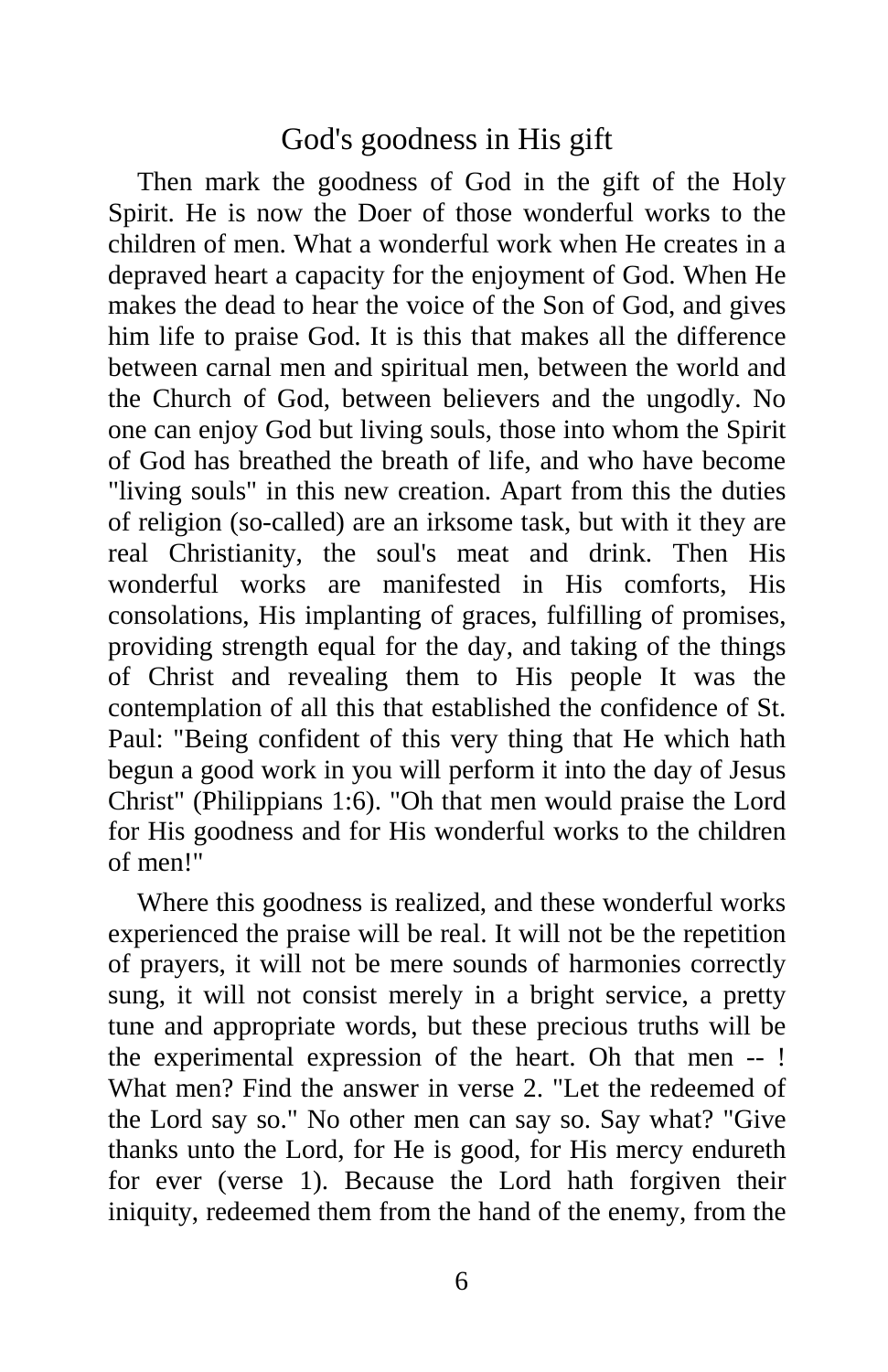## God's goodness in His gift

Then mark the goodness of God in the gift of the Holy Spirit. He is now the Doer of those wonderful works to the children of men. What a wonderful work when He creates in a depraved heart a capacity for the enjoyment of God. When He makes the dead to hear the voice of the Son of God, and gives him life to praise God. It is this that makes all the difference between carnal men and spiritual men, between the world and the Church of God, between believers and the ungodly. No one can enjoy God but living souls, those into whom the Spirit of God has breathed the breath of life, and who have become "living souls" in this new creation. Apart from this the duties of religion (so-called) are an irksome task, but with it they are real Christianity, the soul's meat and drink. Then His wonderful works are manifested in His comforts, His consolations, His implanting of graces, fulfilling of promises, providing strength equal for the day, and taking of the things of Christ and revealing them to His people It was the contemplation of all this that established the confidence of St. Paul: "Being confident of this very thing that He which hath begun a good work in you will perform it into the day of Jesus Christ" (Philippians 1:6). "Oh that men would praise the Lord for His goodness and for His wonderful works to the children of men!"

Where this goodness is realized, and these wonderful works experienced the praise will be real. It will not be the repetition of prayers, it will not be mere sounds of harmonies correctly sung, it will not consist merely in a bright service, a pretty tune and appropriate words, but these precious truths will be the experimental expression of the heart. Oh that men -- ! What men? Find the answer in verse 2. "Let the redeemed of the Lord say so." No other men can say so. Say what? "Give thanks unto the Lord, for He is good, for His mercy endureth for ever (verse 1). Because the Lord hath forgiven their iniquity, redeemed them from the hand of the enemy, from the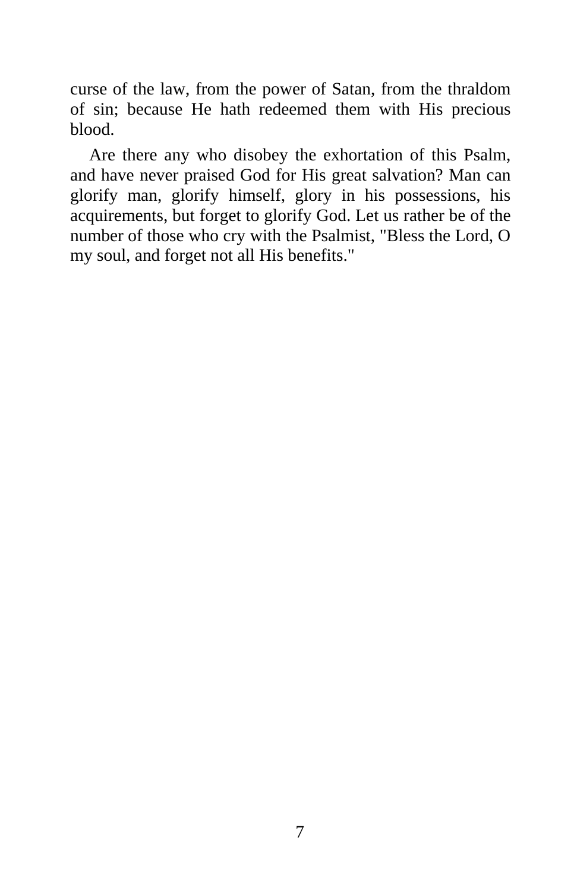curse of the law, from the power of Satan, from the thraldom of sin; because He hath redeemed them with His precious blood.

Are there any who disobey the exhortation of this Psalm, and have never praised God for His great salvation? Man can glorify man, glorify himself, glory in his possessions, his acquirements, but forget to glorify God. Let us rather be of the number of those who cry with the Psalmist, "Bless the Lord, O my soul, and forget not all His benefits."